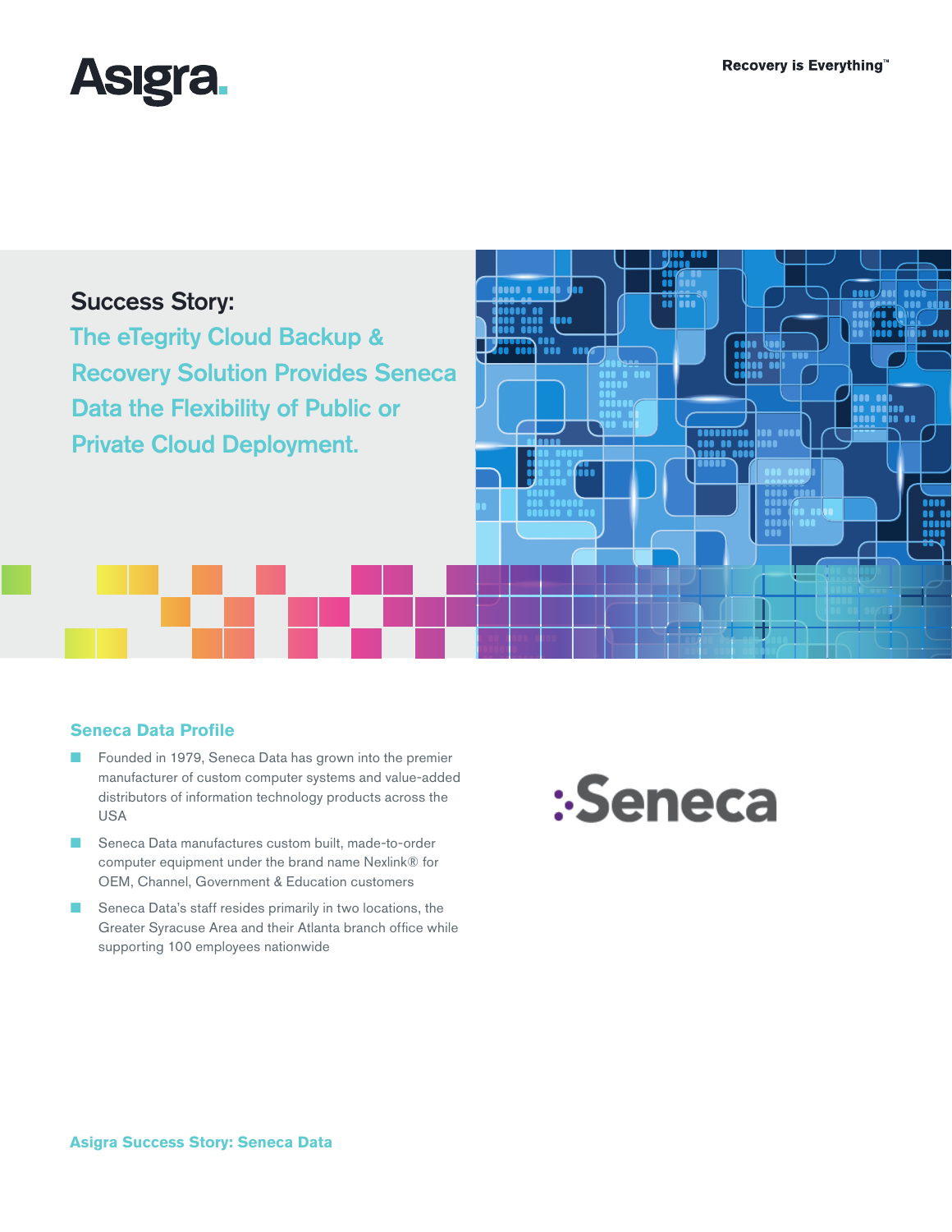Asigra.

Recovery is Everything™

# Success Story: The eTegrity Cloud Backup & Recovery Solution Provides Seneca Data the Flexibility of Public or Private Cloud Deployment.

## Seneca Data Profile

- Founded in 1979, Seneca Data has grown into the premier manufacturer of custom computer systems and value-added distributors of information technology products across the USA
- Seneca Data manufactures custom built, made-to-order computer equipment under the brand name Nexlink® for OEM, Channel, Government & Education customers
- Seneca Data's staff resides primarily in two locations, the Greater Syracuse Area and their Atlanta branch office while supporting 100 employees nationwide

:Seneca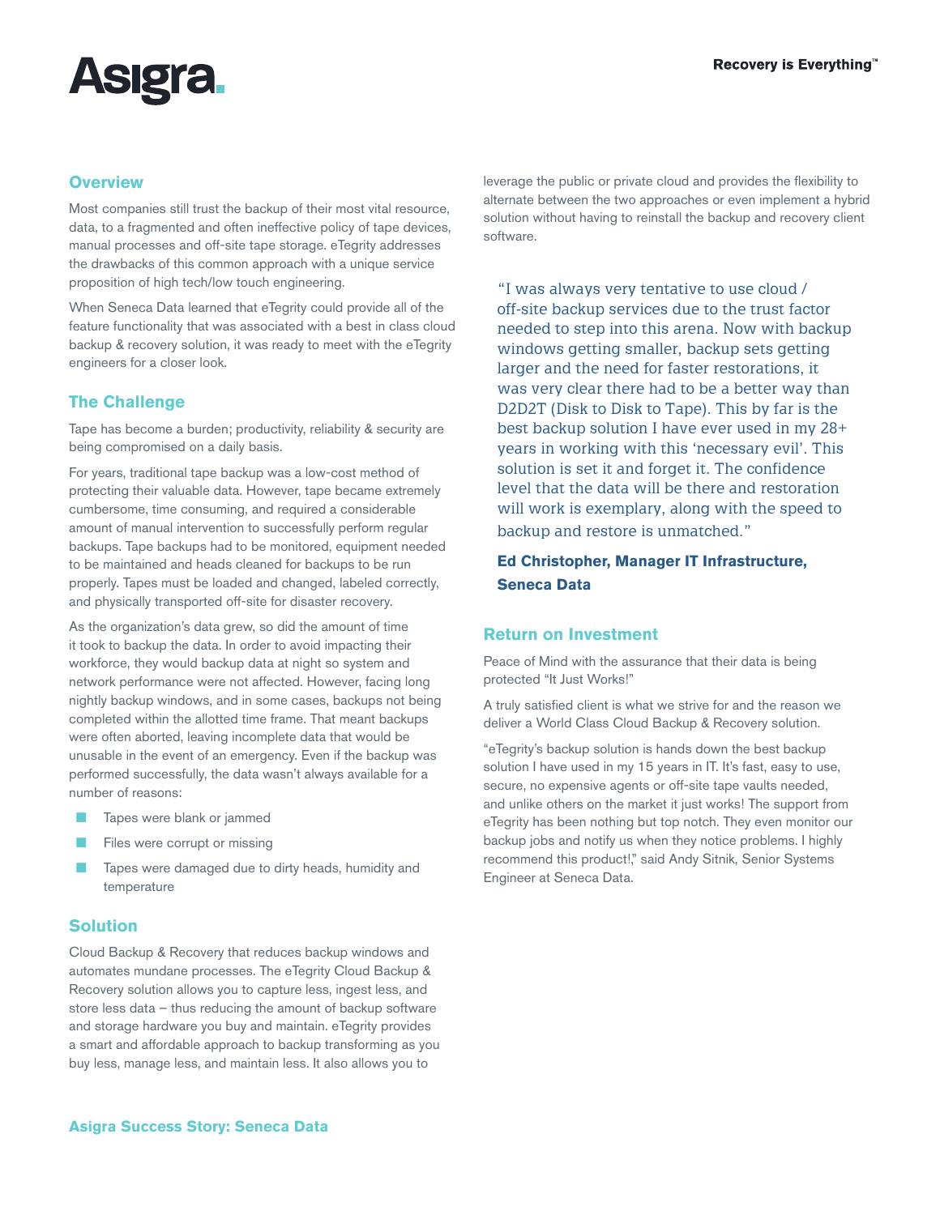## Overview

Most companies still trust the backup of their most vital resource, data, to a fragmented and often ineffective policy of tape devices, manual processes and off-site tape storage. eTegrity addresses the drawbacks of this common approach with a unique service proposition of high tech/low touch engineering.

When Seneca Data learned that eTegrity could provide all of the feature functionality that was associated with a best in class cloud backup & recovery solution, it was ready to meet with the eTegrity engineers for a closer look.

## The Challenge

Tape has become a burden; productivity, reliability & security are being compromised on a daily basis.

For years, traditional tape backup was a low-cost method of protecting their valuable data. However, tape became extremely cumbersome, time consuming, and required a considerable amount of manual intervention to successfully perform regular backups. Tape backups had to be monitored, equipment needed to be maintained and heads cleaned for backups to be run properly. Tapes must be loaded and changed, labeled correctly, and physically transported off-site for disaster recovery.

As the organization's data grew, so did the amount of time it took to backup the data. In order to avoid impacting their workforce, they would backup data at night so system and network performance were not affected. However, facing long nightly backup windows, and in some cases, backups not being completed within the allotted time frame. That meant backups were often aborted, leaving incomplete data that would be unusable in the event of an emergency. Even if the backup was performed successfully, the data wasn't always available for a number of reasons:

- Tapes were blank or jammed
- Files were corrupt or missing
- Tapes were damaged due to dirty heads, humidity and temperature

## Solution

Cloud Backup & Recovery that reduces backup windows and automates mundane processes. The eTegrity Cloud Backup & Recovery solution allows you to capture less, ingest less, and store less data – thus reducing the amount of backup software and storage hardware you buy and maintain. eTegrity provides a smart and affordable approach to backup transforming as you buy less, manage less, and maintain less. It also allows you to leverage the public or private cloud and provides the flexibility to alternate between the two approaches or even implement a hybrid solution without having to reinstall the backup and recovery client software.

> "I was always very tentative to use cloud / off-site backup services due to the trust factor needed to step into this arena. Now with backup windows getting smaller, backup sets getting larger and the need for faster restorations, it was very clear there had to be a better way than D2D2T (Disk to Disk to Tape). This by far is the best backup solution I have ever used in my 28+ years in working with this 'necessary evil'. This solution is set it and forget it. The confidence level that the data will be there and restoration will work is exemplary, along with the speed to backup and restore is unmatched."
>
> **Ed Christopher, Manager IT Infrastructure, Seneca Data**

## Return on Investment

Peace of Mind with the assurance that their data is being protected "It Just Works!"

A truly satisfied client is what we strive for and the reason we deliver a World Class Cloud Backup & Recovery solution.

"eTegrity's backup solution is hands down the best backup solution I have used in my 15 years in IT. It's fast, easy to use, secure, no expensive agents or off-site tape vaults needed, and unlike others on the market it just works! The support from eTegrity has been nothing but top notch. They even monitor our backup jobs and notify us when they notice problems. I highly recommend this product!," said Andy Sitnik, Senior Systems Engineer at Seneca Data.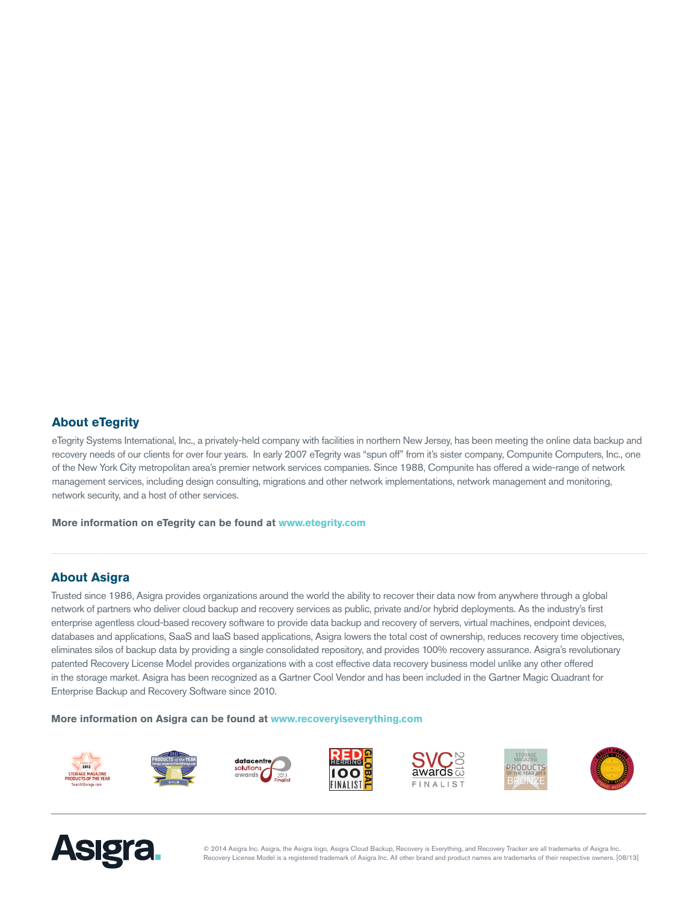## About eTegrity

eTegrity Systems International, Inc., a privately-held company with facilities in northern New Jersey, has been meeting the online data backup and recovery needs of our clients for over four years. In early 2007 eTegrity was "spun off" from it's sister company, Compunite Computers, Inc., one of the New York City metropolitan area's premier network services companies. Since 1988, Compunite has offered a wide-range of network management services, including design consulting, migrations and other network implementations, network management and monitoring, network security, and a host of other services.

**More information on eTegrity can be found at www.etegrity.com**

---

## About Asigra

Trusted since 1986, Asigra provides organizations around the world the ability to recover their data now from anywhere through a global network of partners who deliver cloud backup and recovery services as public, private and/or hybrid deployments. As the industry's first enterprise agentless cloud-based recovery software to provide data backup and recovery of servers, virtual machines, endpoint devices, databases and applications, SaaS and IaaS based applications, Asigra lowers the total cost of ownership, reduces recovery time objectives, eliminates silos of backup data by providing a single consolidated repository, and provides 100% recovery assurance. Asigra's revolutionary patented Recovery License Model provides organizations with a cost effective data recovery business model unlike any other offered in the storage market. Asigra has been recognized as a Gartner Cool Vendor and has been included in the Gartner Magic Quadrant for Enterprise Backup and Recovery Software since 2010.

**More information on Asigra can be found at www.recoveryiseverything.com**

Asigra

© 2014 Asigra Inc. Asigra, the Asigra logo, Asigra Cloud Backup, Recovery is Everything, and Recovery Tracker are all trademarks of Asigra Inc. Recovery License Model is a registered trademark of Asigra Inc. All other brand and product names are trademarks of their respective owners. [08/13]